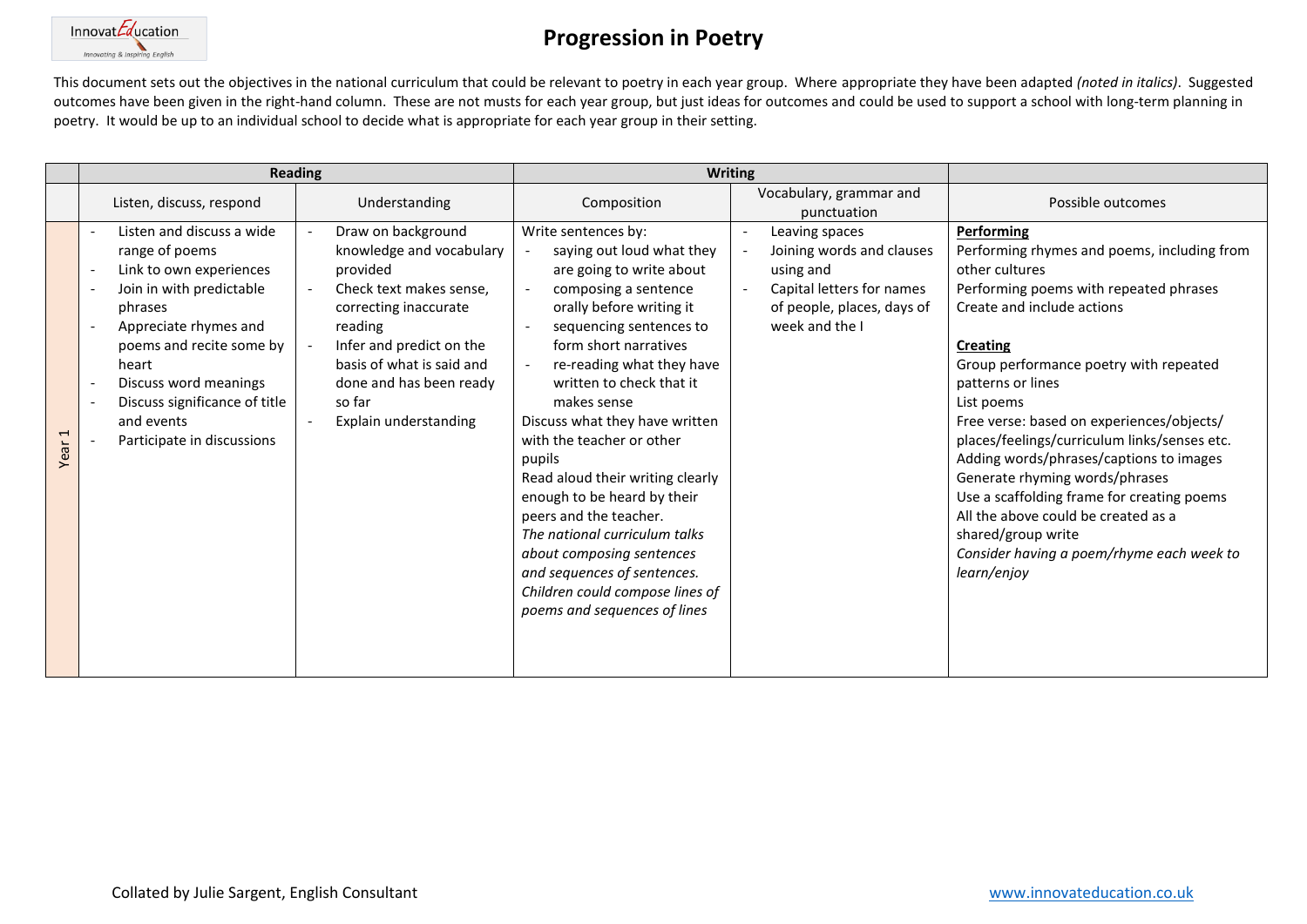# Progression in Poetry

This document sets out the objectives in the national curriculum that could be relevant to poetry in each year group. Where appropriate they have been adapted *(noted in italics)*. Suggested outcomes have been given in the right-hand column. These are not musts for each year group, but just ideas for outcomes and could be used to support a school with long-term planning in poetry. It would be up to an individual school to decide what is appropriate for each year group in their setting.

| | Reading | | Writing | | |
|---|---|---|---|---|---|
| | Listen, discuss, respond | Understanding | Composition | Vocabulary, grammar and punctuation | Possible outcomes |
| Year 1 | - Listen and discuss a wide range of poems<br>- Link to own experiences<br>- Join in with predictable phrases<br>- Appreciate rhymes and poems and recite some by heart<br>- Discuss word meanings<br>- Discuss significance of title and events<br>- Participate in discussions | - Draw on background knowledge and vocabulary provided<br>- Check text makes sense, correcting inaccurate reading<br>- Infer and predict on the basis of what is said and done and has been ready so far<br>- Explain understanding | Write sentences by:<br>- saying out loud what they are going to write about<br>- composing a sentence orally before writing it<br>- sequencing sentences to form short narratives<br>- re-reading what they have written to check that it makes sense<br>Discuss what they have written with the teacher or other pupils<br>Read aloud their writing clearly enough to be heard by their peers and the teacher.<br>*The national curriculum talks about composing sentences and sequences of sentences. Children could compose lines of poems and sequences of lines* | - Leaving spaces<br>- Joining words and clauses using and<br>- Capital letters for names of people, places, days of week and the I | **<u>Performing</u>**<br>Performing rhymes and poems, including from other cultures<br>Performing poems with repeated phrases<br>Create and include actions<br><br>**<u>Creating</u>**<br>Group performance poetry with repeated patterns or lines<br>List poems<br>Free verse: based on experiences/objects/ places/feelings/curriculum links/senses etc.<br>Adding words/phrases/captions to images<br>Generate rhyming words/phrases<br>Use a scaffolding frame for creating poems<br>All the above could be created as a shared/group write<br>*Consider having a poem/rhyme each week to learn/enjoy* |

Collated by Julie Sargent, English Consultant

www.innovateducation.co.uk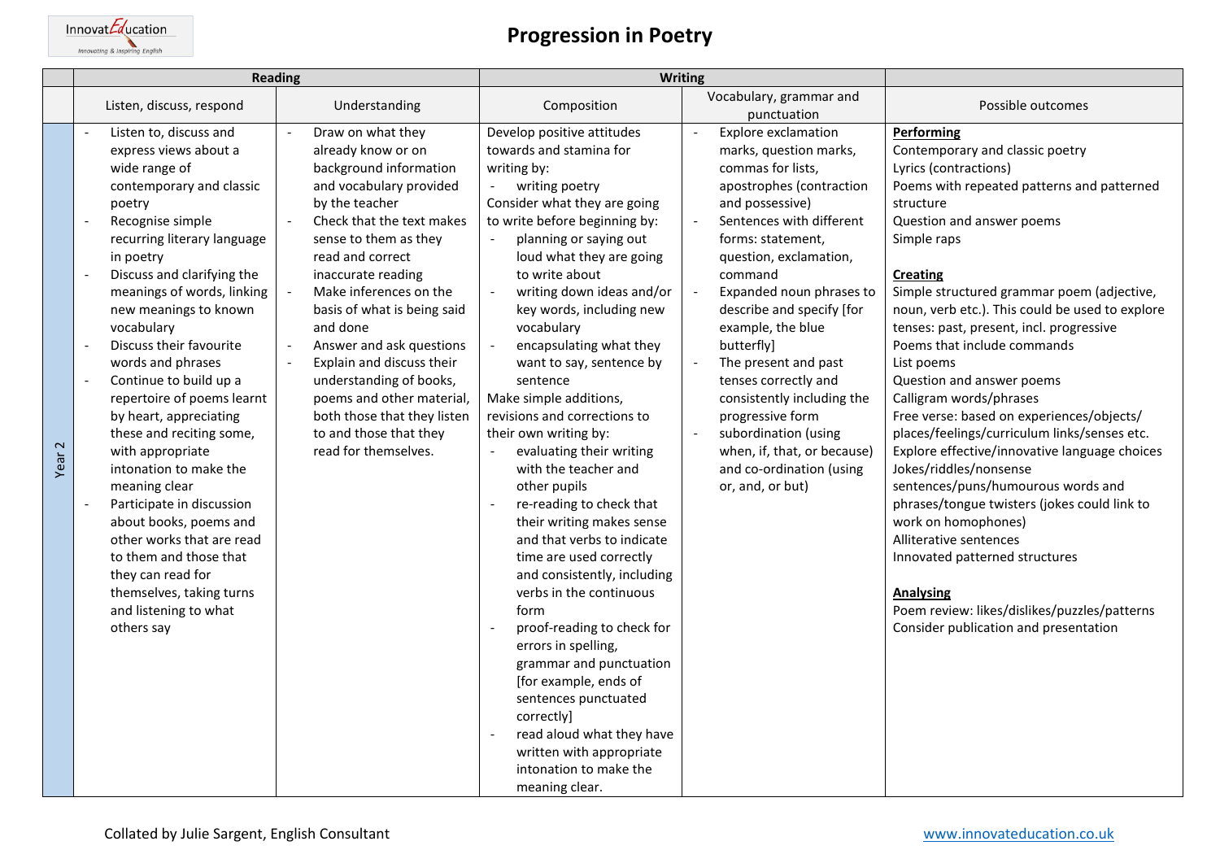# Progression in Poetry

| | Reading | | Writing | | |
|---|---|---|---|---|---|
| | Listen, discuss, respond | Understanding | Composition | Vocabulary, grammar and punctuation | Possible outcomes |
| Year 2 | - Listen to, discuss and express views about a wide range of contemporary and classic poetry<br>- Recognise simple recurring literary language in poetry<br>- Discuss and clarifying the meanings of words, linking new meanings to known vocabulary<br>- Discuss their favourite words and phrases<br>- Continue to build up a repertoire of poems learnt by heart, appreciating these and reciting some, with appropriate intonation to make the meaning clear<br>- Participate in discussion about books, poems and other works that are read to them and those that they can read for themselves, taking turns and listening to what others say | - Draw on what they already know or on background information and vocabulary provided by the teacher<br>- Check that the text makes sense to them as they read and correct inaccurate reading<br>- Make inferences on the basis of what is being said and done<br>- Answer and ask questions<br>- Explain and discuss their understanding of books, poems and other material, both those that they listen to and those that they read for themselves. | Develop positive attitudes towards and stamina for writing by:<br>- writing poetry<br>Consider what they are going to write before beginning by:<br>- planning or saying out loud what they are going to write about<br>- writing down ideas and/or key words, including new vocabulary<br>- encapsulating what they want to say, sentence by sentence<br>Make simple additions, revisions and corrections to their own writing by:<br>- evaluating their writing with the teacher and other pupils<br>- re-reading to check that their writing makes sense and that verbs to indicate time are used correctly and consistently, including verbs in the continuous form<br>- proof-reading to check for errors in spelling, grammar and punctuation [for example, ends of sentences punctuated correctly]<br>- read aloud what they have written with appropriate intonation to make the meaning clear. | - Explore exclamation marks, question marks, commas for lists, apostrophes (contraction and possessive)<br>- Sentences with different forms: statement, question, exclamation, command<br>- Expanded noun phrases to describe and specify [for example, the blue butterfly]<br>- The present and past tenses correctly and consistently including the progressive form<br>- subordination (using when, if, that, or because) and co-ordination (using or, and, or but) | **Performing**<br>Contemporary and classic poetry<br>Lyrics (contractions)<br>Poems with repeated patterns and patterned structure<br>Question and answer poems<br>Simple raps<br><br>**Creating**<br>Simple structured grammar poem (adjective, noun, verb etc.). This could be used to explore tenses: past, present, incl. progressive<br>Poems that include commands<br>List poems<br>Question and answer poems<br>Calligram words/phrases<br>Free verse: based on experiences/objects/ places/feelings/curriculum links/senses etc.<br>Explore effective/innovative language choices<br>Jokes/riddles/nonsense sentences/puns/humourous words and phrases/tongue twisters (jokes could link to work on homophones)<br>Alliterative sentences<br>Innovated patterned structures<br><br>**Analysing**<br>Poem review: likes/dislikes/puzzles/patterns<br>Consider publication and presentation |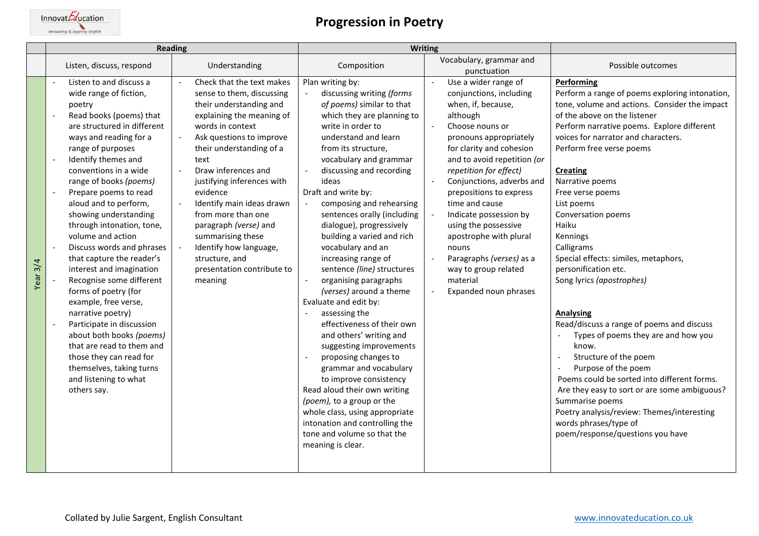# Progression in Poetry

| | Reading | | Writing | | |
|---|---|---|---|---|---|
| | Listen, discuss, respond | Understanding | Composition | Vocabulary, grammar and punctuation | Possible outcomes |
| Year 3/4 | - Listen to and discuss a wide range of fiction, poetry<br>- Read books (poems) that are structured in different ways and reading for a range of purposes<br>- Identify themes and conventions in a wide range of books *(poems)*<br>- Prepare poems to read aloud and to perform, showing understanding through intonation, tone, volume and action<br>- Discuss words and phrases that capture the reader's interest and imagination<br>- Recognise some different forms of poetry (for example, free verse, narrative poetry)<br>- Participate in discussion about both books *(poems)* that are read to them and those they can read for themselves, taking turns and listening to what others say. | - Check that the text makes sense to them, discussing their understanding and explaining the meaning of words in context<br>- Ask questions to improve their understanding of a text<br>- Draw inferences and justifying inferences with evidence<br>- Identify main ideas drawn from more than one paragraph *(verse)* and summarising these<br>- Identify how language, structure, and presentation contribute to meaning | Plan writing by:<br>- discussing writing *(forms of poems)* similar to that which they are planning to write in order to understand and learn from its structure, vocabulary and grammar<br>- discussing and recording ideas<br>Draft and write by:<br>- composing and rehearsing sentences orally (including dialogue), progressively building a varied and rich vocabulary and an increasing range of sentence *(line)* structures<br>- organising paragraphs *(verses)* around a theme<br>Evaluate and edit by:<br>- assessing the effectiveness of their own and others' writing and suggesting improvements<br>- proposing changes to grammar and vocabulary to improve consistency<br>Read aloud their own writing *(poem),* to a group or the whole class, using appropriate intonation and controlling the tone and volume so that the meaning is clear. | - Use a wider range of conjunctions, including when, if, because, although<br>- Choose nouns or pronouns appropriately for clarity and cohesion and to avoid repetition *(or repetition for effect)*<br>- Conjunctions, adverbs and prepositions to express time and cause<br>- Indicate possession by using the possessive apostrophe with plural nouns<br>- Paragraphs *(verses)* as a way to group related material<br>- Expanded noun phrases | **Performing**<br>Perform a range of poems exploring intonation, tone, volume and actions. Consider the impact of the above on the listener<br>Perform narrative poems. Explore different voices for narrator and characters.<br>Perform free verse poems<br><br>**Creating**<br>Narrative poems<br>Free verse poems<br>List poems<br>Conversation poems<br>Haiku<br>Kennings<br>Calligrams<br>Special effects: similes, metaphors, personification etc.<br>Song lyrics *(apostrophes)*<br><br>**Analysing**<br>Read/discuss a range of poems and discuss<br>- Types of poems they are and how you know.<br>- Structure of the poem<br>- Purpose of the poem<br>Poems could be sorted into different forms. Are they easy to sort or are some ambiguous?<br>Summarise poems<br>Poetry analysis/review: Themes/interesting words phrases/type of poem/response/questions you have |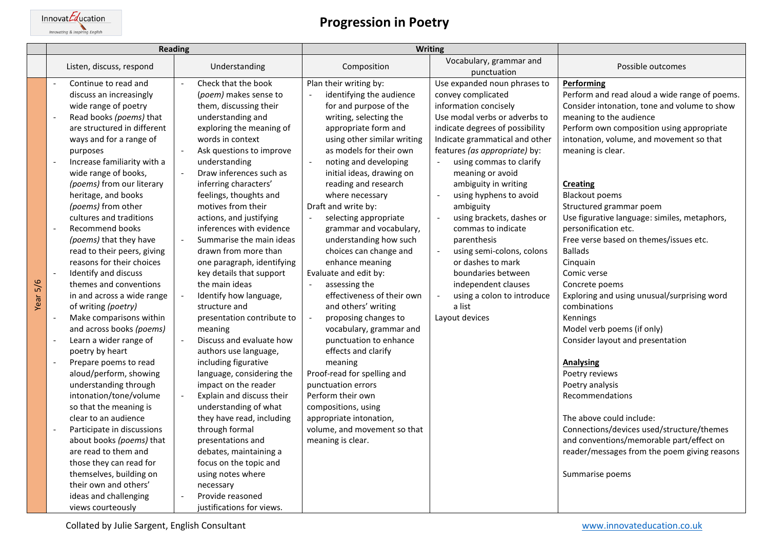# Progression in Poetry

| | Reading | | Writing | | |
|---|---|---|---|---|---|
| | Listen, discuss, respond | Understanding | Composition | Vocabulary, grammar and punctuation | Possible outcomes |
| Year 5/6 | - Continue to read and discuss an increasingly wide range of poetry<br>- Read books *(poems)* that are structured in different ways and for a range of purposes<br>- Increase familiarity with a wide range of books, *(poems)* from our literary heritage, and books *(poems)* from other cultures and traditions<br>- Recommend books *(poems)* that they have read to their peers, giving reasons for their choices<br>- Identify and discuss themes and conventions in and across a wide range of writing *(poetry)*<br>- Make comparisons within and across books *(poems)*<br>- Learn a wider range of poetry by heart<br>- Prepare poems to read aloud/perform, showing understanding through intonation/tone/volume so that the meaning is clear to an audience<br>- Participate in discussions about books *(poems)* that are read to them and those they can read for themselves, building on their own and others' ideas and challenging views courteously | - Check that the book *(poem)* makes sense to them, discussing their understanding and exploring the meaning of words in context<br>- Ask questions to improve understanding<br>- Draw inferences such as inferring characters' feelings, thoughts and motives from their actions, and justifying inferences with evidence<br>- Summarise the main ideas drawn from more than one paragraph, identifying key details that support the main ideas<br>- Identify how language, structure and presentation contribute to meaning<br>- Discuss and evaluate how authors use language, including figurative language, considering the impact on the reader<br>- Explain and discuss their understanding of what they have read, including through formal presentations and debates, maintaining a focus on the topic and using notes where necessary<br>- Provide reasoned justifications for views. | Plan their writing by:<br>- identifying the audience for and purpose of the writing, selecting the appropriate form and using other similar writing as models for their own<br>- noting and developing initial ideas, drawing on reading and research where necessary<br>Draft and write by:<br>- selecting appropriate grammar and vocabulary, understanding how such choices can change and enhance meaning<br>Evaluate and edit by:<br>- assessing the effectiveness of their own and others' writing<br>- proposing changes to vocabulary, grammar and punctuation to enhance effects and clarify meaning<br>Proof-read for spelling and punctuation errors<br>Perform their own compositions, using appropriate intonation, volume, and movement so that meaning is clear. | Use expanded noun phrases to convey complicated information concisely<br>Use modal verbs or adverbs to indicate degrees of possibility<br>Indicate grammatical and other features *(as appropriate)* by:<br>- using commas to clarify meaning or avoid ambiguity in writing<br>- using hyphens to avoid ambiguity<br>- using brackets, dashes or commas to indicate parenthesis<br>- using semi-colons, colons or dashes to mark boundaries between independent clauses<br>- using a colon to introduce a list<br>Layout devices | **Performing**<br>Perform and read aloud a wide range of poems.<br>Consider intonation, tone and volume to show meaning to the audience<br>Perform own composition using appropriate intonation, volume, and movement so that meaning is clear.<br><br>**Creating**<br>Blackout poems<br>Structured grammar poem<br>Use figurative language: similes, metaphors, personification etc.<br>Free verse based on themes/issues etc.<br>Ballads<br>Cinquain<br>Comic verse<br>Concrete poems<br>Exploring and using unusual/surprising word combinations<br>Kennings<br>Model verb poems (if only)<br>Consider layout and presentation<br><br>**Analysing**<br>Poetry reviews<br>Poetry analysis<br>Recommendations<br><br>The above could include:<br>Connections/devices used/structure/themes and conventions/memorable part/effect on reader/messages from the poem giving reasons<br><br>Summarise poems |

Collated by Julie Sargent, English Consultant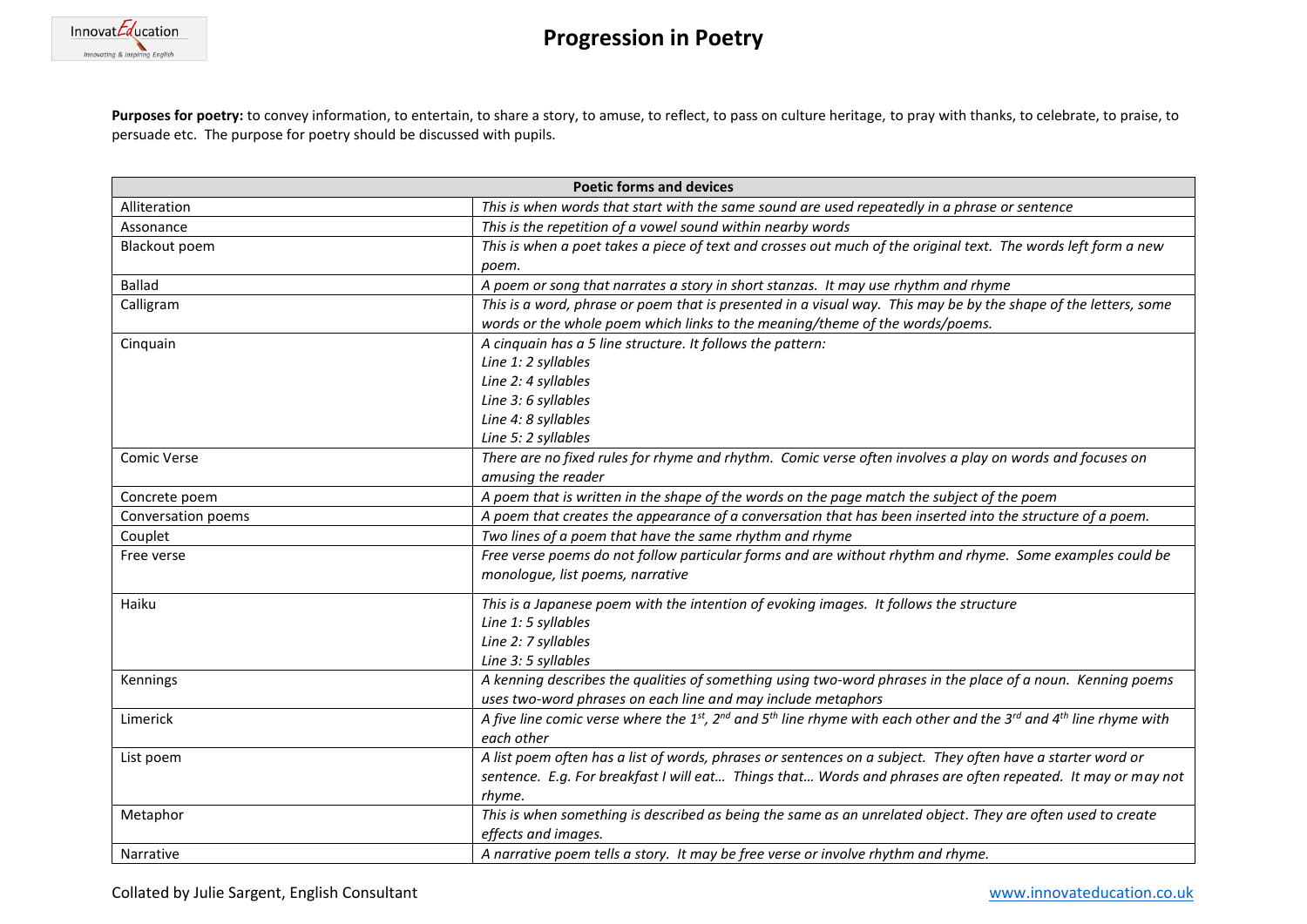# Progression in Poetry

**Purposes for poetry:** to convey information, to entertain, to share a story, to amuse, to reflect, to pass on culture heritage, to pray with thanks, to celebrate, to praise, to persuade etc. The purpose for poetry should be discussed with pupils.

| Poetic forms and devices | |
|---|---|
| Alliteration | *This is when words that start with the same sound are used repeatedly in a phrase or sentence* |
| Assonance | *This is the repetition of a vowel sound within nearby words* |
| Blackout poem | *This is when a poet takes a piece of text and crosses out much of the original text. The words left form a new poem.* |
| Ballad | *A poem or song that narrates a story in short stanzas. It may use rhythm and rhyme* |
| Calligram | *This is a word, phrase or poem that is presented in a visual way. This may be by the shape of the letters, some words or the whole poem which links to the meaning/theme of the words/poems.* |
| Cinquain | *A cinquain has a 5 line structure. It follows the pattern:*<br>*Line 1: 2 syllables*<br>*Line 2: 4 syllables*<br>*Line 3: 6 syllables*<br>*Line 4: 8 syllables*<br>*Line 5: 2 syllables* |
| Comic Verse | *There are no fixed rules for rhyme and rhythm. Comic verse often involves a play on words and focuses on amusing the reader* |
| Concrete poem | *A poem that is written in the shape of the words on the page match the subject of the poem* |
| Conversation poems | *A poem that creates the appearance of a conversation that has been inserted into the structure of a poem.* |
| Couplet | *Two lines of a poem that have the same rhythm and rhyme* |
| Free verse | *Free verse poems do not follow particular forms and are without rhythm and rhyme. Some examples could be monologue, list poems, narrative* |
| Haiku | *This is a Japanese poem with the intention of evoking images. It follows the structure*<br>*Line 1: 5 syllables*<br>*Line 2: 7 syllables*<br>*Line 3: 5 syllables* |
| Kennings | *A kenning describes the qualities of something using two-word phrases in the place of a noun. Kenning poems uses two-word phrases on each line and may include metaphors* |
| Limerick | *A five line comic verse where the 1st, 2nd and 5th line rhyme with each other and the 3rd and 4th line rhyme with each other* |
| List poem | *A list poem often has a list of words, phrases or sentences on a subject. They often have a starter word or sentence. E.g. For breakfast I will eat… Things that… Words and phrases are often repeated. It may or may not rhyme.* |
| Metaphor | *This is when something is described as being the same as an unrelated object. They are often used to create effects and images.* |
| Narrative | *A narrative poem tells a story. It may be free verse or involve rhythm and rhyme.* |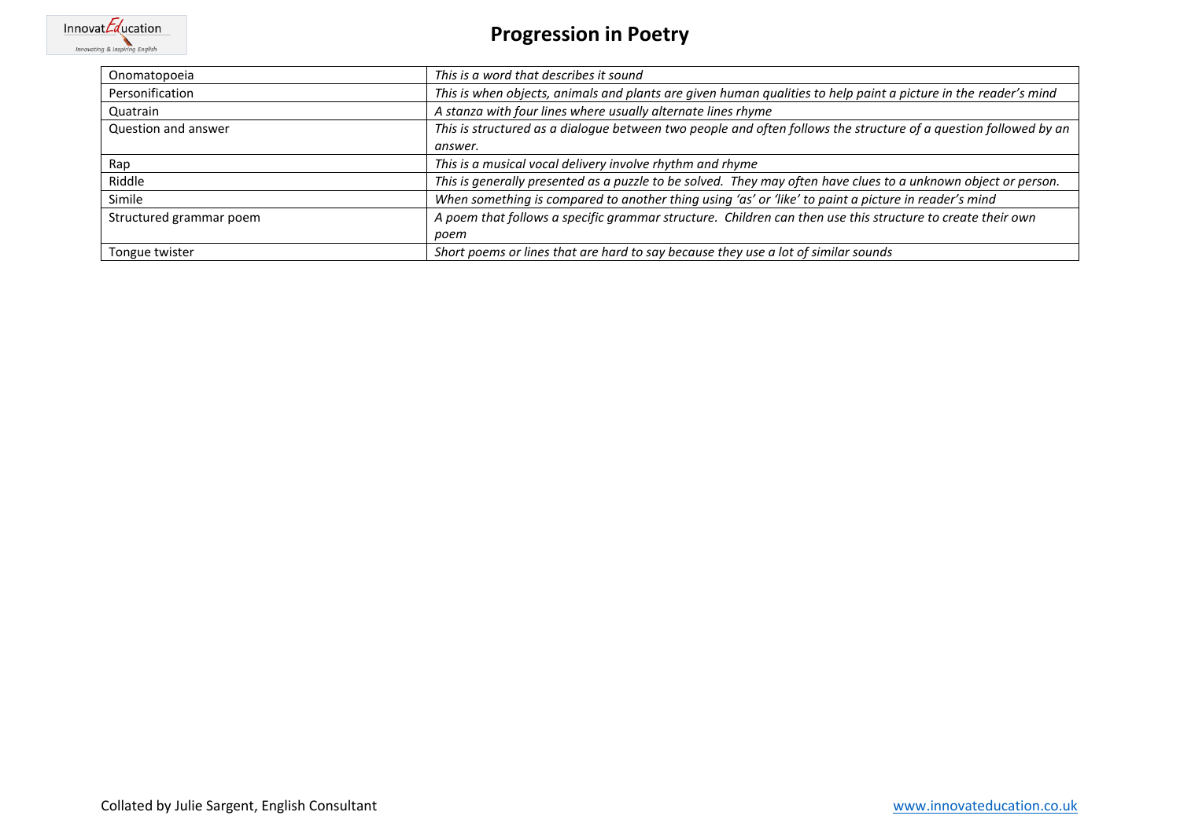# Progression in Poetry

| | |
|---|---|
| Onomatopoeia | *This is a word that describes it sound* |
| Personification | *This is when objects, animals and plants are given human qualities to help paint a picture in the reader's mind* |
| Quatrain | *A stanza with four lines where usually alternate lines rhyme* |
| Question and answer | *This is structured as a dialogue between two people and often follows the structure of a question followed by an answer.* |
| Rap | *This is a musical vocal delivery involve rhythm and rhyme* |
| Riddle | *This is generally presented as a puzzle to be solved. They may often have clues to a unknown object or person.* |
| Simile | *When something is compared to another thing using 'as' or 'like' to paint a picture in reader's mind* |
| Structured grammar poem | *A poem that follows a specific grammar structure. Children can then use this structure to create their own poem* |
| Tongue twister | *Short poems or lines that are hard to say because they use a lot of similar sounds* |